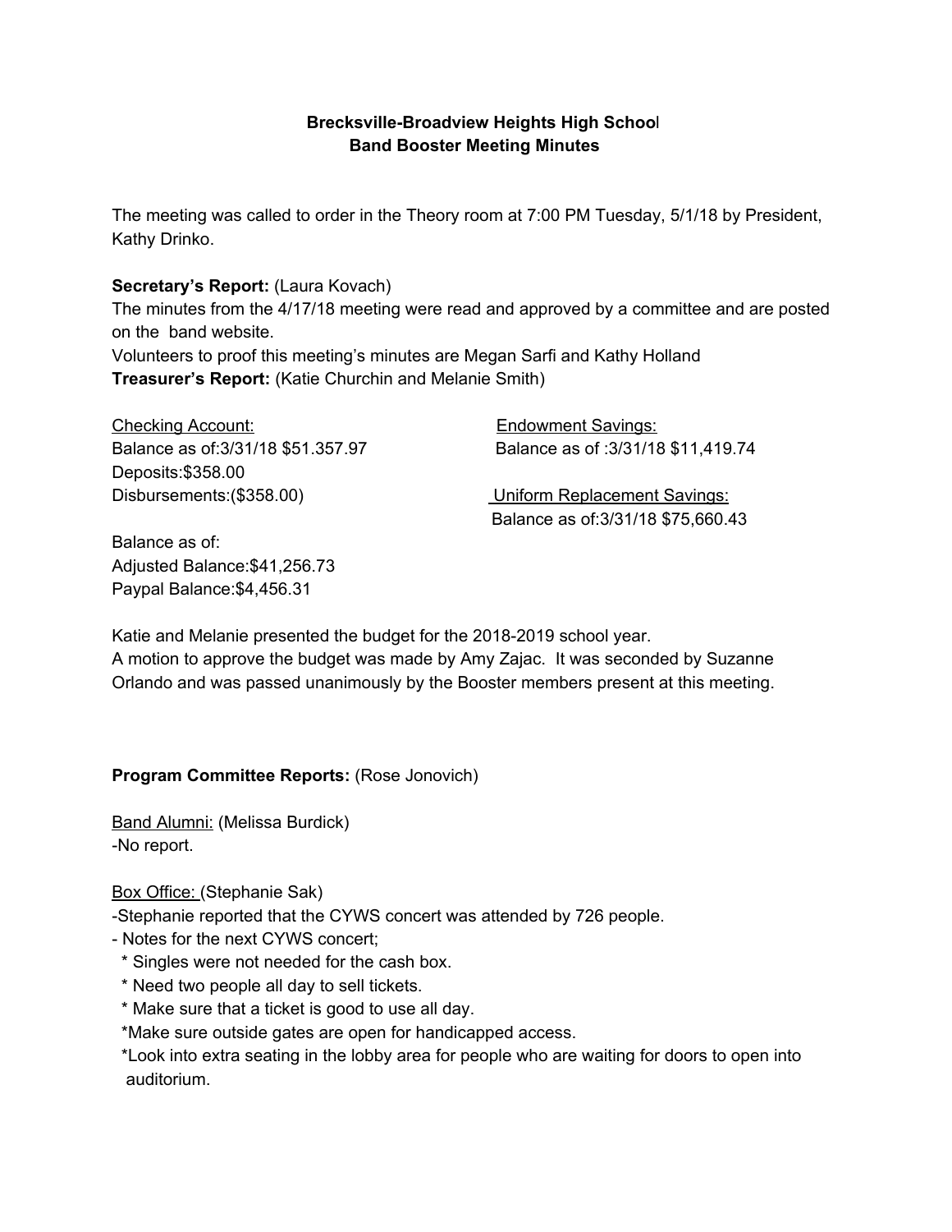**Brecksville-Broadview Heights High School**
**Band Booster Meeting Minutes**

The meeting was called to order in the Theory room at 7:00 PM Tuesday, 5/1/18 by President, Kathy Drinko.

**Secretary's Report:** (Laura Kovach)
The minutes from the 4/17/18 meeting were read and approved by a committee and are posted on the band website.
Volunteers to proof this meeting's minutes are Megan Sarfi and Kathy Holland

**Treasurer's Report:** (Katie Churchin and Melanie Smith)

Checking Account:
Balance as of:3/31/18 $51.357.97
Deposits:$358.00
Disbursements:($358.00)

Balance as of:
Adjusted Balance:$41,256.73
Paypal Balance:$4,456.31

Endowment Savings:
Balance as of :3/31/18 $11,419.74

Uniform Replacement Savings:
Balance as of:3/31/18 $75,660.43

Katie and Melanie presented the budget for the 2018-2019 school year.
A motion to approve the budget was made by Amy Zajac. It was seconded by Suzanne Orlando and was passed unanimously by the Booster members present at this meeting.

**Program Committee Reports:** (Rose Jonovich)

Band Alumni: (Melissa Burdick)
-No report.

Box Office: (Stephanie Sak)
-Stephanie reported that the CYWS concert was attended by 726 people.
- Notes for the next CYWS concert;
  * Singles were not needed for the cash box.
  * Need two people all day to sell tickets.
  * Make sure that a ticket is good to use all day.
  *Make sure outside gates are open for handicapped access.
  *Look into extra seating in the lobby area for people who are waiting for doors to open into auditorium.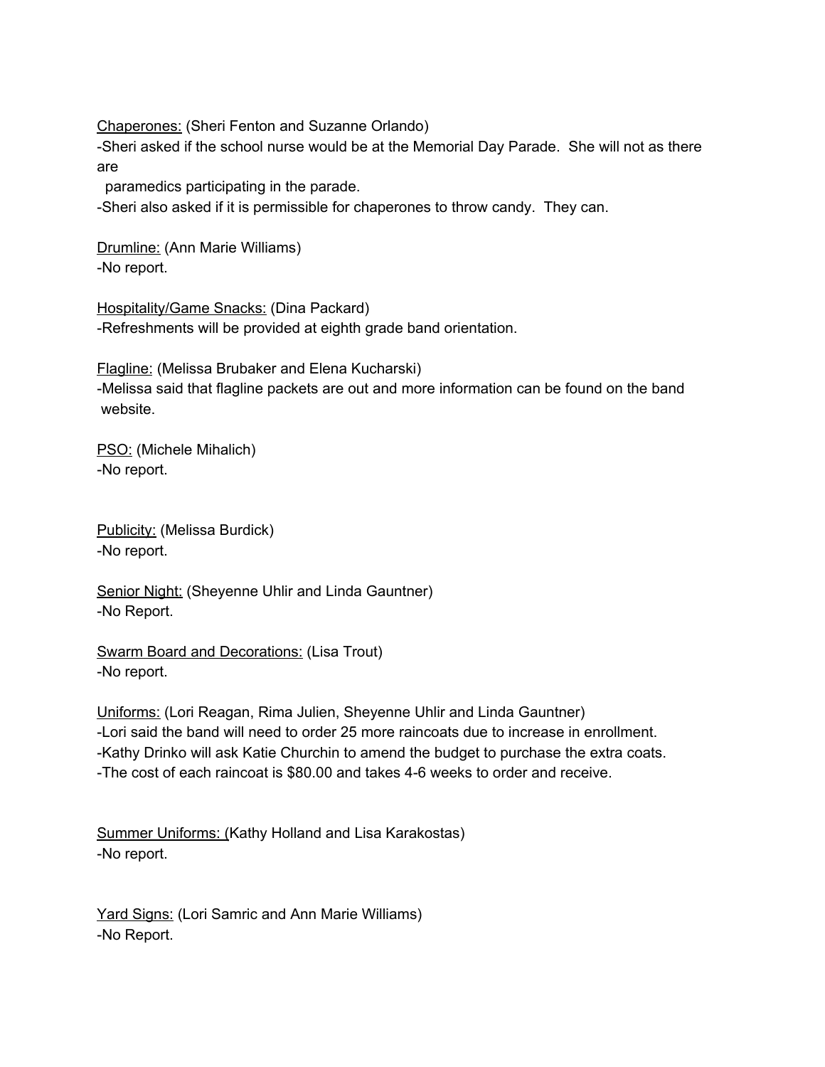Chaperones: (Sheri Fenton and Suzanne Orlando)
-Sheri asked if the school nurse would be at the Memorial Day Parade. She will not as there are paramedics participating in the parade.
-Sheri also asked if it is permissible for chaperones to throw candy. They can.

Drumline: (Ann Marie Williams)
-No report.

Hospitality/Game Snacks: (Dina Packard)
-Refreshments will be provided at eighth grade band orientation.

Flagline: (Melissa Brubaker and Elena Kucharski)
-Melissa said that flagline packets are out and more information can be found on the band website.

PSO: (Michele Mihalich)
-No report.

Publicity: (Melissa Burdick)
-No report.

Senior Night: (Sheyenne Uhlir and Linda Gauntner)
-No Report.

Swarm Board and Decorations: (Lisa Trout)
-No report.

Uniforms: (Lori Reagan, Rima Julien, Sheyenne Uhlir and Linda Gauntner)
-Lori said the band will need to order 25 more raincoats due to increase in enrollment.
-Kathy Drinko will ask Katie Churchin to amend the budget to purchase the extra coats.
-The cost of each raincoat is $80.00 and takes 4-6 weeks to order and receive.

Summer Uniforms: (Kathy Holland and Lisa Karakostas)
-No report.

Yard Signs: (Lori Samric and Ann Marie Williams)
-No Report.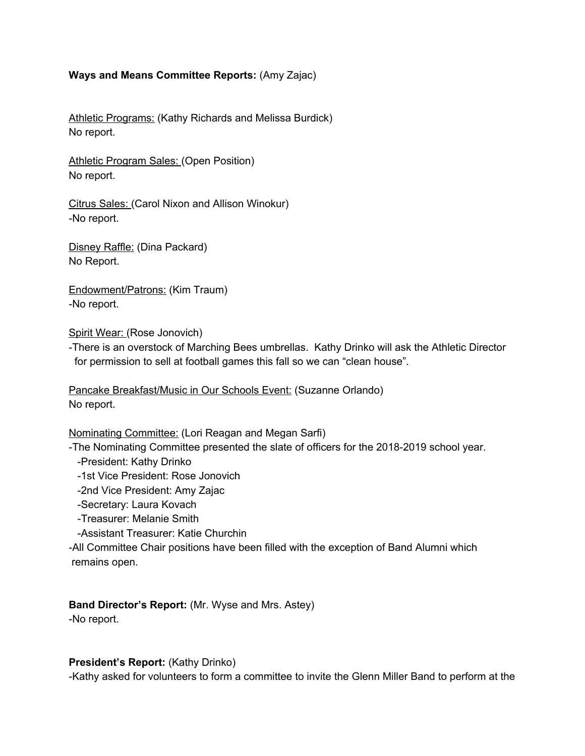**Ways and Means Committee Reports:** (Amy Zajac)

Athletic Programs: (Kathy Richards and Melissa Burdick)
No report.

Athletic Program Sales: (Open Position)
No report.

Citrus Sales: (Carol Nixon and Allison Winokur)
-No report.

Disney Raffle: (Dina Packard)
No Report.

Endowment/Patrons: (Kim Traum)
-No report.

Spirit Wear: (Rose Jonovich)
-There is an overstock of Marching Bees umbrellas. Kathy Drinko will ask the Athletic Director for permission to sell at football games this fall so we can "clean house".

Pancake Breakfast/Music in Our Schools Event: (Suzanne Orlando)
No report.

Nominating Committee: (Lori Reagan and Megan Sarfi)
-The Nominating Committee presented the slate of officers for the 2018-2019 school year.
- -President: Kathy Drinko
- -1st Vice President: Rose Jonovich
- -2nd Vice President: Amy Zajac
- -Secretary: Laura Kovach
- -Treasurer: Melanie Smith
- -Assistant Treasurer: Katie Churchin

-All Committee Chair positions have been filled with the exception of Band Alumni which remains open.

**Band Director's Report:** (Mr. Wyse and Mrs. Astey)
-No report.

**President's Report:** (Kathy Drinko)
-Kathy asked for volunteers to form a committee to invite the Glenn Miller Band to perform at the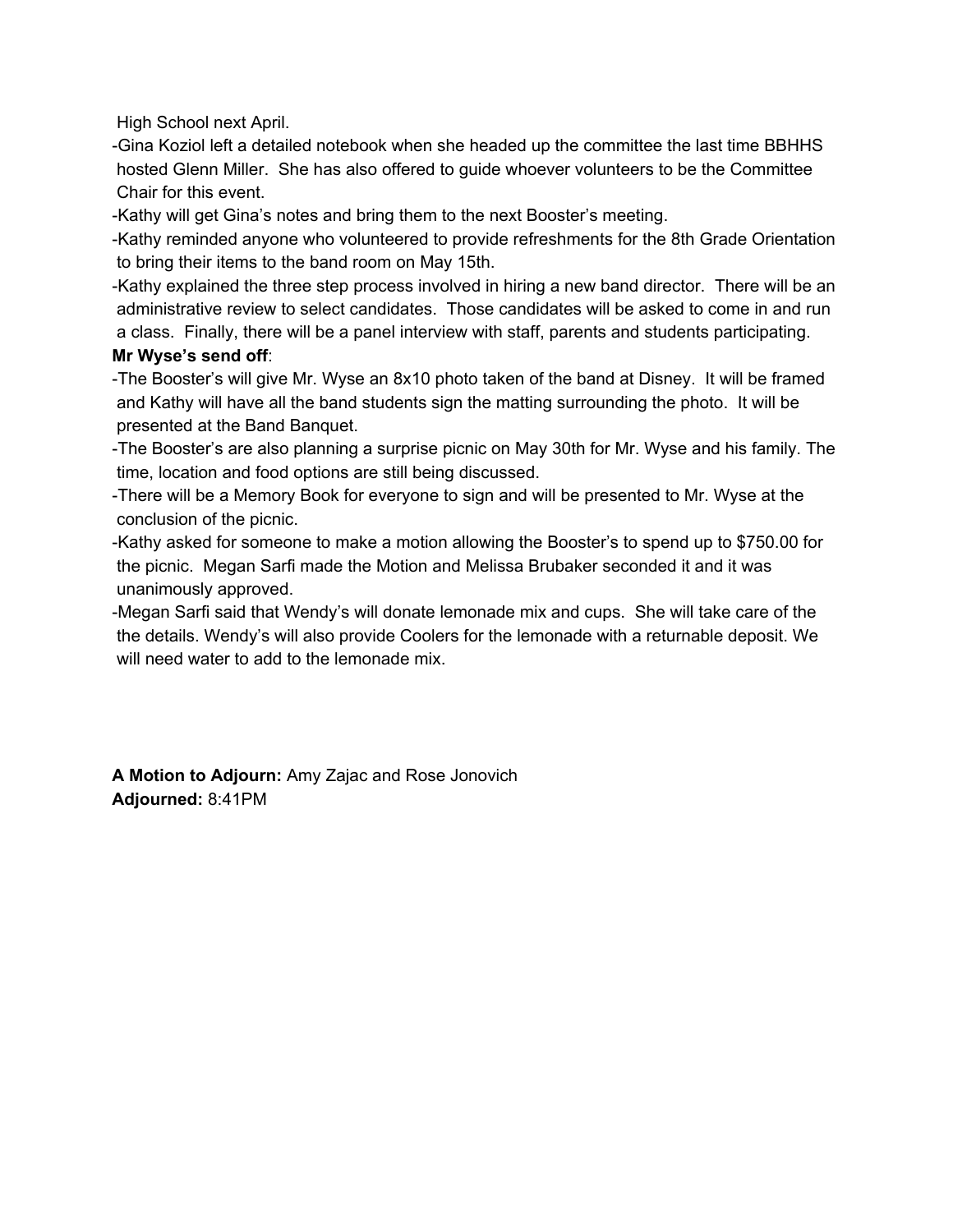High School next April.

- -Gina Koziol left a detailed notebook when she headed up the committee the last time BBHHS hosted Glenn Miller. She has also offered to guide whoever volunteers to be the Committee Chair for this event.
- -Kathy will get Gina's notes and bring them to the next Booster's meeting.
- -Kathy reminded anyone who volunteered to provide refreshments for the 8th Grade Orientation to bring their items to the band room on May 15th.
- -Kathy explained the three step process involved in hiring a new band director. There will be an administrative review to select candidates. Those candidates will be asked to come in and run a class. Finally, there will be a panel interview with staff, parents and students participating.

**Mr Wyse's send off**:

- -The Booster's will give Mr. Wyse an 8x10 photo taken of the band at Disney. It will be framed and Kathy will have all the band students sign the matting surrounding the photo. It will be presented at the Band Banquet.
- -The Booster's are also planning a surprise picnic on May 30th for Mr. Wyse and his family. The time, location and food options are still being discussed.
- -There will be a Memory Book for everyone to sign and will be presented to Mr. Wyse at the conclusion of the picnic.
- -Kathy asked for someone to make a motion allowing the Booster's to spend up to $750.00 for the picnic. Megan Sarfi made the Motion and Melissa Brubaker seconded it and it was unanimously approved.
- -Megan Sarfi said that Wendy's will donate lemonade mix and cups. She will take care of the the details. Wendy's will also provide Coolers for the lemonade with a returnable deposit. We will need water to add to the lemonade mix.

**A Motion to Adjourn:** Amy Zajac and Rose Jonovich
**Adjourned:** 8:41PM